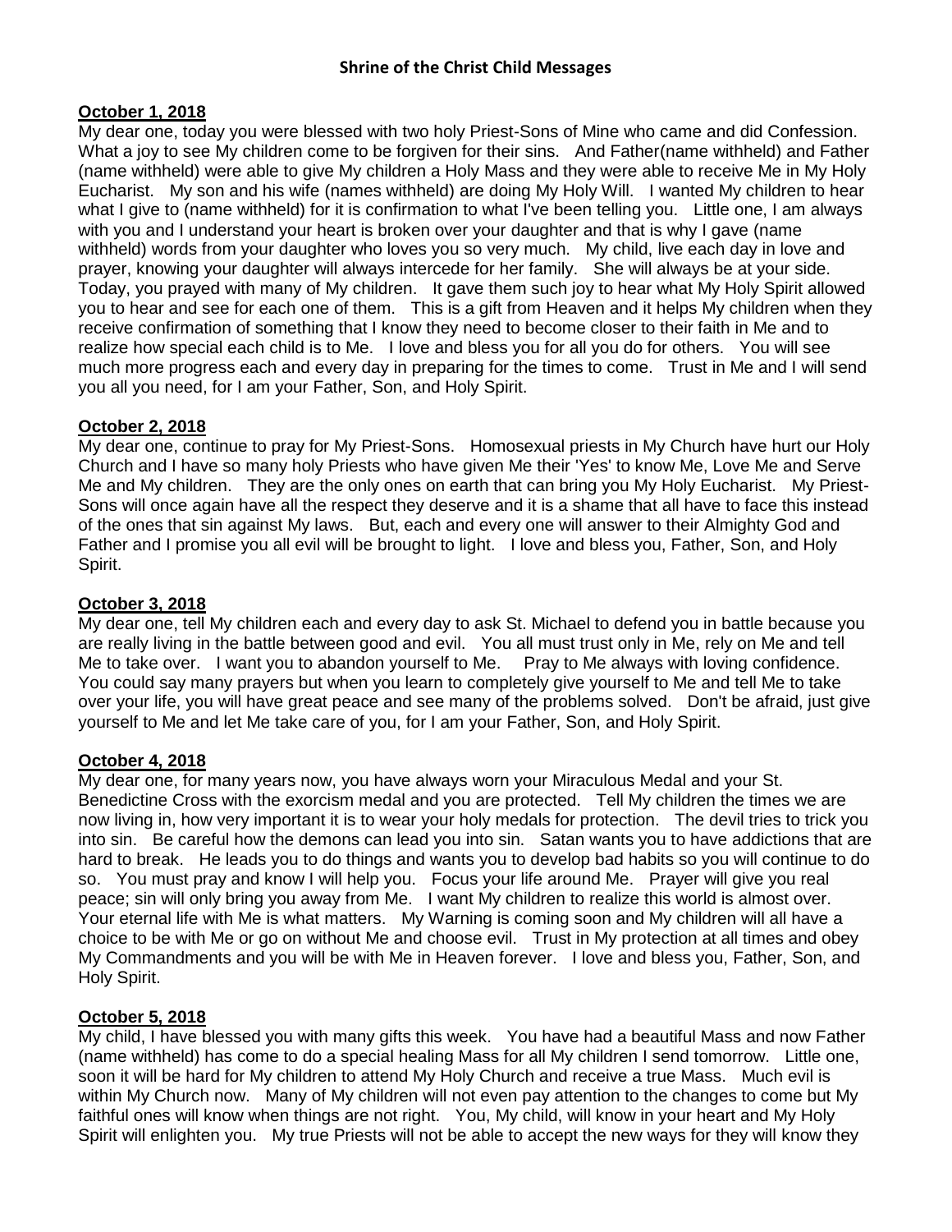# Shrine of the Christ Child Messages

**October 1, 2018**

My dear one, today you were blessed with two holy Priest-Sons of Mine who came and did Confession. What a joy to see My children come to be forgiven for their sins. And Father(name withheld) and Father (name withheld) were able to give My children a Holy Mass and they were able to receive Me in My Holy Eucharist. My son and his wife (names withheld) are doing My Holy Will. I wanted My children to hear what I give to (name withheld) for it is confirmation to what I've been telling you. Little one, I am always with you and I understand your heart is broken over your daughter and that is why I gave (name withheld) words from your daughter who loves you so very much. My child, live each day in love and prayer, knowing your daughter will always intercede for her family. She will always be at your side. Today, you prayed with many of My children. It gave them such joy to hear what My Holy Spirit allowed you to hear and see for each one of them. This is a gift from Heaven and it helps My children when they receive confirmation of something that I know they need to become closer to their faith in Me and to realize how special each child is to Me. I love and bless you for all you do for others. You will see much more progress each and every day in preparing for the times to come. Trust in Me and I will send you all you need, for I am your Father, Son, and Holy Spirit.

**October 2, 2018**

My dear one, continue to pray for My Priest-Sons. Homosexual priests in My Church have hurt our Holy Church and I have so many holy Priests who have given Me their 'Yes' to know Me, Love Me and Serve Me and My children. They are the only ones on earth that can bring you My Holy Eucharist. My Priest-Sons will once again have all the respect they deserve and it is a shame that all have to face this instead of the ones that sin against My laws. But, each and every one will answer to their Almighty God and Father and I promise you all evil will be brought to light. I love and bless you, Father, Son, and Holy Spirit.

**October 3, 2018**

My dear one, tell My children each and every day to ask St. Michael to defend you in battle because you are really living in the battle between good and evil. You all must trust only in Me, rely on Me and tell Me to take over. I want you to abandon yourself to Me. Pray to Me always with loving confidence. You could say many prayers but when you learn to completely give yourself to Me and tell Me to take over your life, you will have great peace and see many of the problems solved. Don't be afraid, just give yourself to Me and let Me take care of you, for I am your Father, Son, and Holy Spirit.

**October 4, 2018**

My dear one, for many years now, you have always worn your Miraculous Medal and your St. Benedictine Cross with the exorcism medal and you are protected. Tell My children the times we are now living in, how very important it is to wear your holy medals for protection. The devil tries to trick you into sin. Be careful how the demons can lead you into sin. Satan wants you to have addictions that are hard to break. He leads you to do things and wants you to develop bad habits so you will continue to do so. You must pray and know I will help you. Focus your life around Me. Prayer will give you real peace; sin will only bring you away from Me. I want My children to realize this world is almost over. Your eternal life with Me is what matters. My Warning is coming soon and My children will all have a choice to be with Me or go on without Me and choose evil. Trust in My protection at all times and obey My Commandments and you will be with Me in Heaven forever. I love and bless you, Father, Son, and Holy Spirit.

**October 5, 2018**

My child, I have blessed you with many gifts this week. You have had a beautiful Mass and now Father (name withheld) has come to do a special healing Mass for all My children I send tomorrow. Little one, soon it will be hard for My children to attend My Holy Church and receive a true Mass. Much evil is within My Church now. Many of My children will not even pay attention to the changes to come but My faithful ones will know when things are not right. You, My child, will know in your heart and My Holy Spirit will enlighten you. My true Priests will not be able to accept the new ways for they will know they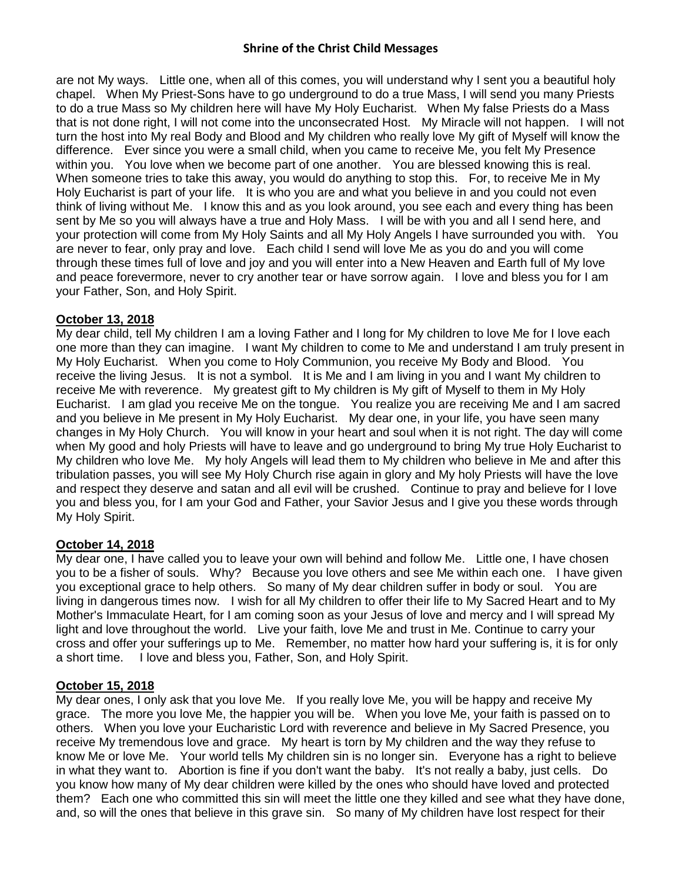are not My ways. Little one, when all of this comes, you will understand why I sent you a beautiful holy chapel. When My Priest-Sons have to go underground to do a true Mass, I will send you many Priests to do a true Mass so My children here will have My Holy Eucharist. When My false Priests do a Mass that is not done right, I will not come into the unconsecrated Host. My Miracle will not happen. I will not turn the host into My real Body and Blood and My children who really love My gift of Myself will know the difference. Ever since you were a small child, when you came to receive Me, you felt My Presence within you. You love when we become part of one another. You are blessed knowing this is real. When someone tries to take this away, you would do anything to stop this. For, to receive Me in My Holy Eucharist is part of your life. It is who you are and what you believe in and you could not even think of living without Me. I know this and as you look around, you see each and every thing has been sent by Me so you will always have a true and Holy Mass. I will be with you and all I send here, and your protection will come from My Holy Saints and all My Holy Angels I have surrounded you with. You are never to fear, only pray and love. Each child I send will love Me as you do and you will come through these times full of love and joy and you will enter into a New Heaven and Earth full of My love and peace forevermore, never to cry another tear or have sorrow again. I love and bless you for I am your Father, Son, and Holy Spirit.

**October 13, 2018**

My dear child, tell My children I am a loving Father and I long for My children to love Me for I love each one more than they can imagine. I want My children to come to Me and understand I am truly present in My Holy Eucharist. When you come to Holy Communion, you receive My Body and Blood. You receive the living Jesus. It is not a symbol. It is Me and I am living in you and I want My children to receive Me with reverence. My greatest gift to My children is My gift of Myself to them in My Holy Eucharist. I am glad you receive Me on the tongue. You realize you are receiving Me and I am sacred and you believe in Me present in My Holy Eucharist. My dear one, in your life, you have seen many changes in My Holy Church. You will know in your heart and soul when it is not right. The day will come when My good and holy Priests will have to leave and go underground to bring My true Holy Eucharist to My children who love Me. My holy Angels will lead them to My children who believe in Me and after this tribulation passes, you will see My Holy Church rise again in glory and My holy Priests will have the love and respect they deserve and satan and all evil will be crushed. Continue to pray and believe for I love you and bless you, for I am your God and Father, your Savior Jesus and I give you these words through My Holy Spirit.

**October 14, 2018**

My dear one, I have called you to leave your own will behind and follow Me. Little one, I have chosen you to be a fisher of souls. Why? Because you love others and see Me within each one. I have given you exceptional grace to help others. So many of My dear children suffer in body or soul. You are living in dangerous times now. I wish for all My children to offer their life to My Sacred Heart and to My Mother's Immaculate Heart, for I am coming soon as your Jesus of love and mercy and I will spread My light and love throughout the world. Live your faith, love Me and trust in Me. Continue to carry your cross and offer your sufferings up to Me. Remember, no matter how hard your suffering is, it is for only a short time. I love and bless you, Father, Son, and Holy Spirit.

**October 15, 2018**

My dear ones, I only ask that you love Me. If you really love Me, you will be happy and receive My grace. The more you love Me, the happier you will be. When you love Me, your faith is passed on to others. When you love your Eucharistic Lord with reverence and believe in My Sacred Presence, you receive My tremendous love and grace. My heart is torn by My children and the way they refuse to know Me or love Me. Your world tells My children sin is no longer sin. Everyone has a right to believe in what they want to. Abortion is fine if you don't want the baby. It's not really a baby, just cells. Do you know how many of My dear children were killed by the ones who should have loved and protected them? Each one who committed this sin will meet the little one they killed and see what they have done, and, so will the ones that believe in this grave sin. So many of My children have lost respect for their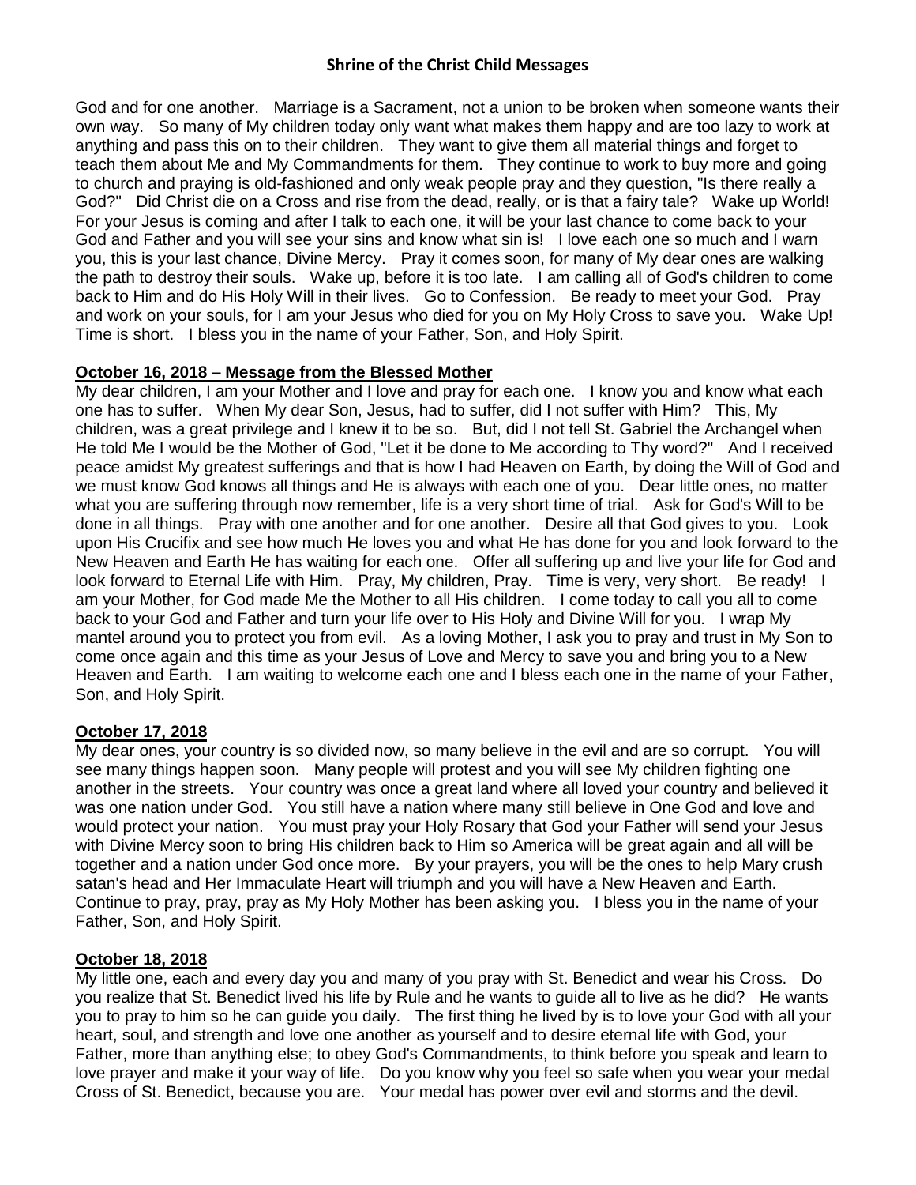God and for one another. Marriage is a Sacrament, not a union to be broken when someone wants their own way. So many of My children today only want what makes them happy and are too lazy to work at anything and pass this on to their children. They want to give them all material things and forget to teach them about Me and My Commandments for them. They continue to work to buy more and going to church and praying is old-fashioned and only weak people pray and they question, "Is there really a God?" Did Christ die on a Cross and rise from the dead, really, or is that a fairy tale? Wake up World! For your Jesus is coming and after I talk to each one, it will be your last chance to come back to your God and Father and you will see your sins and know what sin is! I love each one so much and I warn you, this is your last chance, Divine Mercy. Pray it comes soon, for many of My dear ones are walking the path to destroy their souls. Wake up, before it is too late. I am calling all of God's children to come back to Him and do His Holy Will in their lives. Go to Confession. Be ready to meet your God. Pray and work on your souls, for I am your Jesus who died for you on My Holy Cross to save you. Wake Up! Time is short. I bless you in the name of your Father, Son, and Holy Spirit.

**October 16, 2018 – Message from the Blessed Mother**

My dear children, I am your Mother and I love and pray for each one. I know you and know what each one has to suffer. When My dear Son, Jesus, had to suffer, did I not suffer with Him? This, My children, was a great privilege and I knew it to be so. But, did I not tell St. Gabriel the Archangel when He told Me I would be the Mother of God, "Let it be done to Me according to Thy word?" And I received peace amidst My greatest sufferings and that is how I had Heaven on Earth, by doing the Will of God and we must know God knows all things and He is always with each one of you. Dear little ones, no matter what you are suffering through now remember, life is a very short time of trial. Ask for God's Will to be done in all things. Pray with one another and for one another. Desire all that God gives to you. Look upon His Crucifix and see how much He loves you and what He has done for you and look forward to the New Heaven and Earth He has waiting for each one. Offer all suffering up and live your life for God and look forward to Eternal Life with Him. Pray, My children, Pray. Time is very, very short. Be ready! I am your Mother, for God made Me the Mother to all His children. I come today to call you all to come back to your God and Father and turn your life over to His Holy and Divine Will for you. I wrap My mantel around you to protect you from evil. As a loving Mother, I ask you to pray and trust in My Son to come once again and this time as your Jesus of Love and Mercy to save you and bring you to a New Heaven and Earth. I am waiting to welcome each one and I bless each one in the name of your Father, Son, and Holy Spirit.

**October 17, 2018**

My dear ones, your country is so divided now, so many believe in the evil and are so corrupt. You will see many things happen soon. Many people will protest and you will see My children fighting one another in the streets. Your country was once a great land where all loved your country and believed it was one nation under God. You still have a nation where many still believe in One God and love and would protect your nation. You must pray your Holy Rosary that God your Father will send your Jesus with Divine Mercy soon to bring His children back to Him so America will be great again and all will be together and a nation under God once more. By your prayers, you will be the ones to help Mary crush satan's head and Her Immaculate Heart will triumph and you will have a New Heaven and Earth. Continue to pray, pray, pray as My Holy Mother has been asking you. I bless you in the name of your Father, Son, and Holy Spirit.

**October 18, 2018**

My little one, each and every day you and many of you pray with St. Benedict and wear his Cross. Do you realize that St. Benedict lived his life by Rule and he wants to guide all to live as he did? He wants you to pray to him so he can guide you daily. The first thing he lived by is to love your God with all your heart, soul, and strength and love one another as yourself and to desire eternal life with God, your Father, more than anything else; to obey God's Commandments, to think before you speak and learn to love prayer and make it your way of life. Do you know why you feel so safe when you wear your medal Cross of St. Benedict, because you are. Your medal has power over evil and storms and the devil.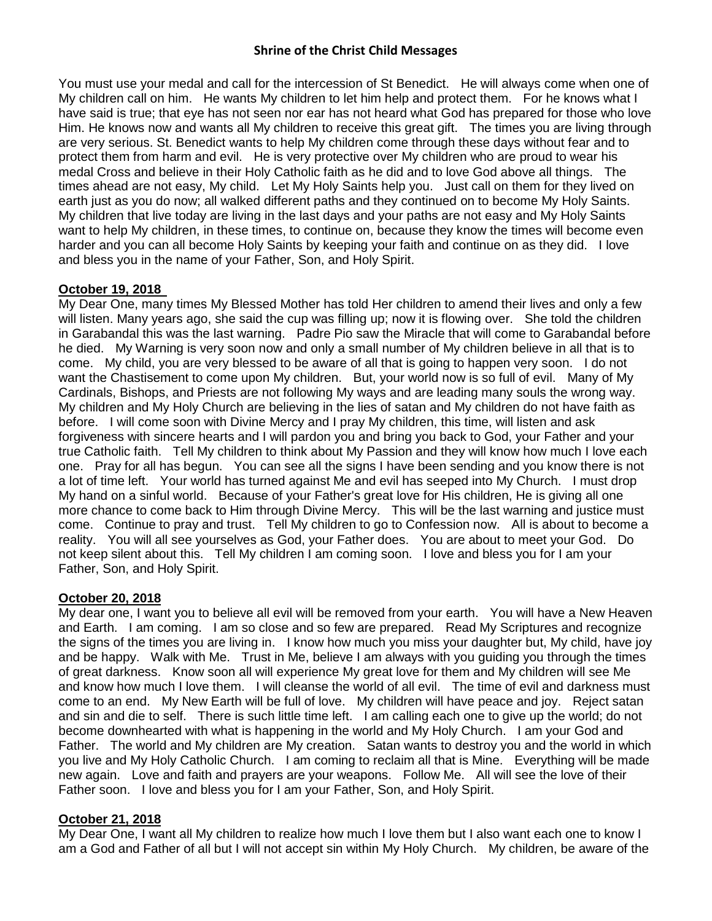You must use your medal and call for the intercession of St Benedict. He will always come when one of My children call on him. He wants My children to let him help and protect them. For he knows what I have said is true; that eye has not seen nor ear has not heard what God has prepared for those who love Him. He knows now and wants all My children to receive this great gift. The times you are living through are very serious. St. Benedict wants to help My children come through these days without fear and to protect them from harm and evil. He is very protective over My children who are proud to wear his medal Cross and believe in their Holy Catholic faith as he did and to love God above all things. The times ahead are not easy, My child. Let My Holy Saints help you. Just call on them for they lived on earth just as you do now; all walked different paths and they continued on to become My Holy Saints. My children that live today are living in the last days and your paths are not easy and My Holy Saints want to help My children, in these times, to continue on, because they know the times will become even harder and you can all become Holy Saints by keeping your faith and continue on as they did. I love and bless you in the name of your Father, Son, and Holy Spirit.

**October 19, 2018**

My Dear One, many times My Blessed Mother has told Her children to amend their lives and only a few will listen. Many years ago, she said the cup was filling up; now it is flowing over. She told the children in Garabandal this was the last warning. Padre Pio saw the Miracle that will come to Garabandal before he died. My Warning is very soon now and only a small number of My children believe in all that is to come. My child, you are very blessed to be aware of all that is going to happen very soon. I do not want the Chastisement to come upon My children. But, your world now is so full of evil. Many of My Cardinals, Bishops, and Priests are not following My ways and are leading many souls the wrong way. My children and My Holy Church are believing in the lies of satan and My children do not have faith as before. I will come soon with Divine Mercy and I pray My children, this time, will listen and ask forgiveness with sincere hearts and I will pardon you and bring you back to God, your Father and your true Catholic faith. Tell My children to think about My Passion and they will know how much I love each one. Pray for all has begun. You can see all the signs I have been sending and you know there is not a lot of time left. Your world has turned against Me and evil has seeped into My Church. I must drop My hand on a sinful world. Because of your Father's great love for His children, He is giving all one more chance to come back to Him through Divine Mercy. This will be the last warning and justice must come. Continue to pray and trust. Tell My children to go to Confession now. All is about to become a reality. You will all see yourselves as God, your Father does. You are about to meet your God. Do not keep silent about this. Tell My children I am coming soon. I love and bless you for I am your Father, Son, and Holy Spirit.

**October 20, 2018**

My dear one, I want you to believe all evil will be removed from your earth. You will have a New Heaven and Earth. I am coming. I am so close and so few are prepared. Read My Scriptures and recognize the signs of the times you are living in. I know how much you miss your daughter but, My child, have joy and be happy. Walk with Me. Trust in Me, believe I am always with you guiding you through the times of great darkness. Know soon all will experience My great love for them and My children will see Me and know how much I love them. I will cleanse the world of all evil. The time of evil and darkness must come to an end. My New Earth will be full of love. My children will have peace and joy. Reject satan and sin and die to self. There is such little time left. I am calling each one to give up the world; do not become downhearted with what is happening in the world and My Holy Church. I am your God and Father. The world and My children are My creation. Satan wants to destroy you and the world in which you live and My Holy Catholic Church. I am coming to reclaim all that is Mine. Everything will be made new again. Love and faith and prayers are your weapons. Follow Me. All will see the love of their Father soon. I love and bless you for I am your Father, Son, and Holy Spirit.

**October 21, 2018**

My Dear One, I want all My children to realize how much I love them but I also want each one to know I am a God and Father of all but I will not accept sin within My Holy Church. My children, be aware of the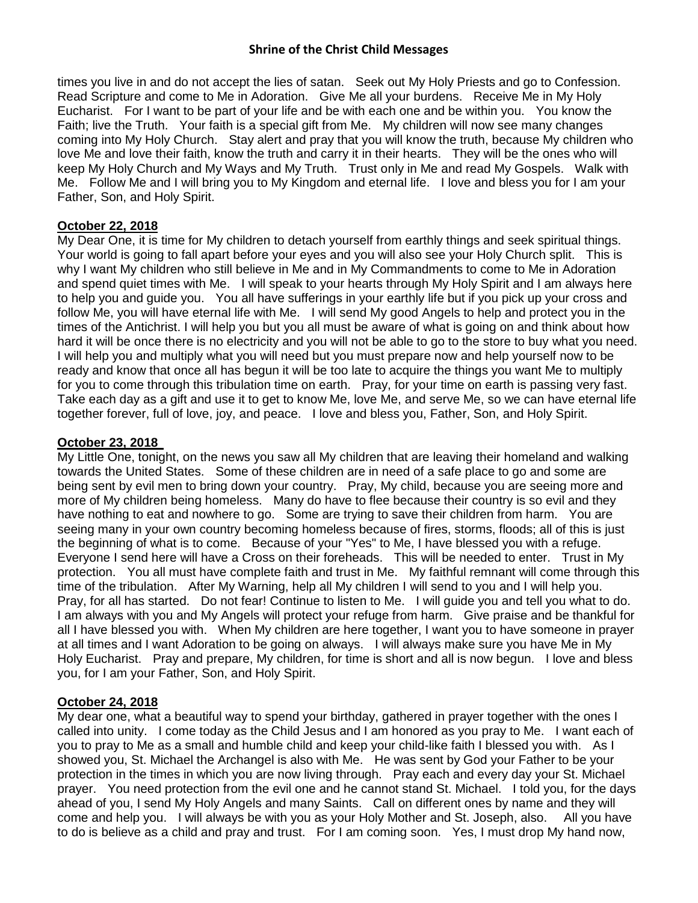times you live in and do not accept the lies of satan. Seek out My Holy Priests and go to Confession. Read Scripture and come to Me in Adoration. Give Me all your burdens. Receive Me in My Holy Eucharist. For I want to be part of your life and be with each one and be within you. You know the Faith; live the Truth. Your faith is a special gift from Me. My children will now see many changes coming into My Holy Church. Stay alert and pray that you will know the truth, because My children who love Me and love their faith, know the truth and carry it in their hearts. They will be the ones who will keep My Holy Church and My Ways and My Truth. Trust only in Me and read My Gospels. Walk with Me. Follow Me and I will bring you to My Kingdom and eternal life. I love and bless you for I am your Father, Son, and Holy Spirit.

**October 22, 2018**

My Dear One, it is time for My children to detach yourself from earthly things and seek spiritual things. Your world is going to fall apart before your eyes and you will also see your Holy Church split. This is why I want My children who still believe in Me and in My Commandments to come to Me in Adoration and spend quiet times with Me. I will speak to your hearts through My Holy Spirit and I am always here to help you and guide you. You all have sufferings in your earthly life but if you pick up your cross and follow Me, you will have eternal life with Me. I will send My good Angels to help and protect you in the times of the Antichrist. I will help you but you all must be aware of what is going on and think about how hard it will be once there is no electricity and you will not be able to go to the store to buy what you need. I will help you and multiply what you will need but you must prepare now and help yourself now to be ready and know that once all has begun it will be too late to acquire the things you want Me to multiply for you to come through this tribulation time on earth. Pray, for your time on earth is passing very fast. Take each day as a gift and use it to get to know Me, love Me, and serve Me, so we can have eternal life together forever, full of love, joy, and peace. I love and bless you, Father, Son, and Holy Spirit.

**October 23, 2018**

My Little One, tonight, on the news you saw all My children that are leaving their homeland and walking towards the United States. Some of these children are in need of a safe place to go and some are being sent by evil men to bring down your country. Pray, My child, because you are seeing more and more of My children being homeless. Many do have to flee because their country is so evil and they have nothing to eat and nowhere to go. Some are trying to save their children from harm. You are seeing many in your own country becoming homeless because of fires, storms, floods; all of this is just the beginning of what is to come. Because of your "Yes" to Me, I have blessed you with a refuge. Everyone I send here will have a Cross on their foreheads. This will be needed to enter. Trust in My protection. You all must have complete faith and trust in Me. My faithful remnant will come through this time of the tribulation. After My Warning, help all My children I will send to you and I will help you. Pray, for all has started. Do not fear! Continue to listen to Me. I will guide you and tell you what to do. I am always with you and My Angels will protect your refuge from harm. Give praise and be thankful for all I have blessed you with. When My children are here together, I want you to have someone in prayer at all times and I want Adoration to be going on always. I will always make sure you have Me in My Holy Eucharist. Pray and prepare, My children, for time is short and all is now begun. I love and bless you, for I am your Father, Son, and Holy Spirit.

**October 24, 2018**

My dear one, what a beautiful way to spend your birthday, gathered in prayer together with the ones I called into unity. I come today as the Child Jesus and I am honored as you pray to Me. I want each of you to pray to Me as a small and humble child and keep your child-like faith I blessed you with. As I showed you, St. Michael the Archangel is also with Me. He was sent by God your Father to be your protection in the times in which you are now living through. Pray each and every day your St. Michael prayer. You need protection from the evil one and he cannot stand St. Michael. I told you, for the days ahead of you, I send My Holy Angels and many Saints. Call on different ones by name and they will come and help you. I will always be with you as your Holy Mother and St. Joseph, also. All you have to do is believe as a child and pray and trust. For I am coming soon. Yes, I must drop My hand now,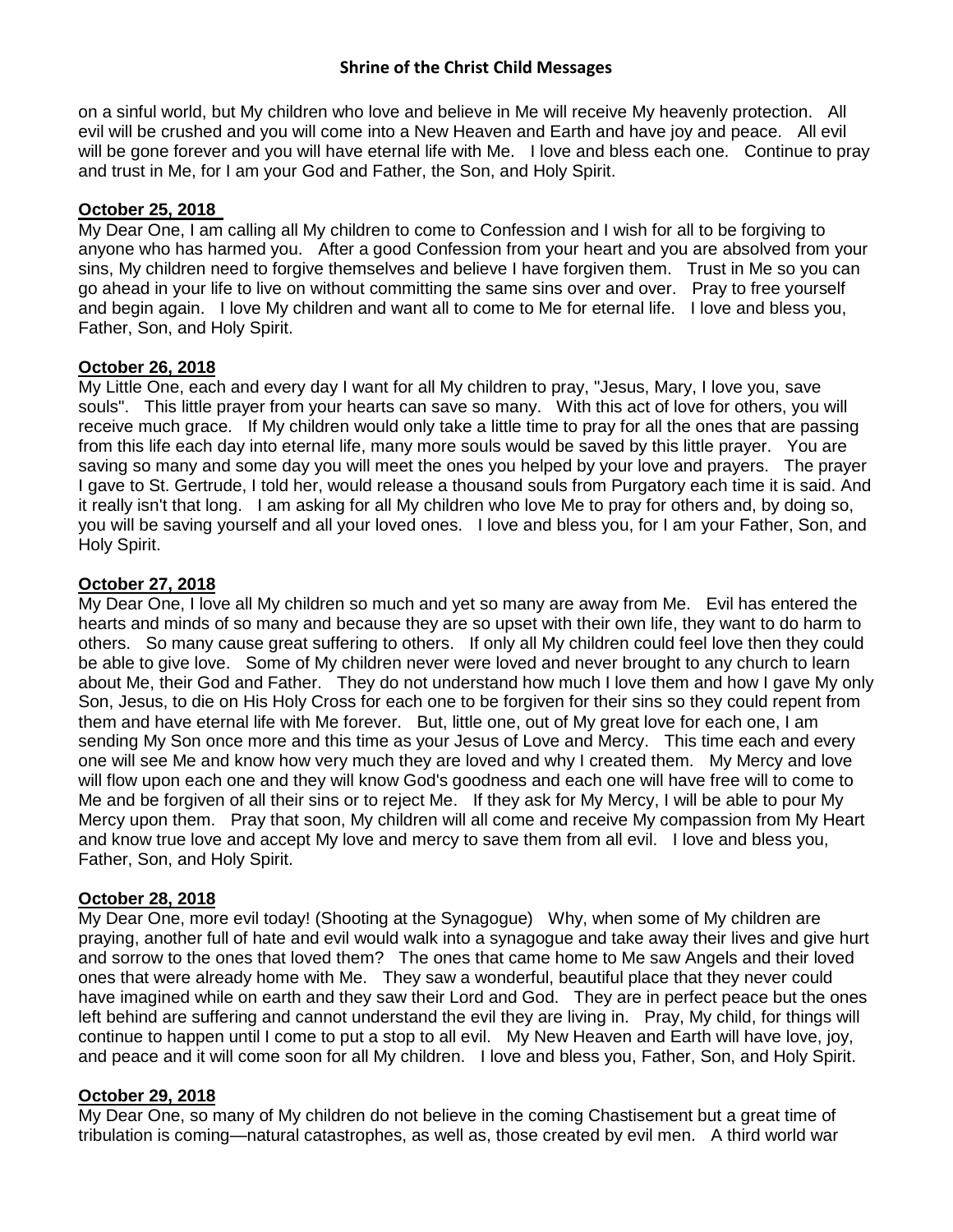on a sinful world, but My children who love and believe in Me will receive My heavenly protection. All evil will be crushed and you will come into a New Heaven and Earth and have joy and peace. All evil will be gone forever and you will have eternal life with Me. I love and bless each one. Continue to pray and trust in Me, for I am your God and Father, the Son, and Holy Spirit.

**October 25, 2018**

My Dear One, I am calling all My children to come to Confession and I wish for all to be forgiving to anyone who has harmed you. After a good Confession from your heart and you are absolved from your sins, My children need to forgive themselves and believe I have forgiven them. Trust in Me so you can go ahead in your life to live on without committing the same sins over and over. Pray to free yourself and begin again. I love My children and want all to come to Me for eternal life. I love and bless you, Father, Son, and Holy Spirit.

**October 26, 2018**

My Little One, each and every day I want for all My children to pray, "Jesus, Mary, I love you, save souls". This little prayer from your hearts can save so many. With this act of love for others, you will receive much grace. If My children would only take a little time to pray for all the ones that are passing from this life each day into eternal life, many more souls would be saved by this little prayer. You are saving so many and some day you will meet the ones you helped by your love and prayers. The prayer I gave to St. Gertrude, I told her, would release a thousand souls from Purgatory each time it is said. And it really isn't that long. I am asking for all My children who love Me to pray for others and, by doing so, you will be saving yourself and all your loved ones. I love and bless you, for I am your Father, Son, and Holy Spirit.

**October 27, 2018**

My Dear One, I love all My children so much and yet so many are away from Me. Evil has entered the hearts and minds of so many and because they are so upset with their own life, they want to do harm to others. So many cause great suffering to others. If only all My children could feel love then they could be able to give love. Some of My children never were loved and never brought to any church to learn about Me, their God and Father. They do not understand how much I love them and how I gave My only Son, Jesus, to die on His Holy Cross for each one to be forgiven for their sins so they could repent from them and have eternal life with Me forever. But, little one, out of My great love for each one, I am sending My Son once more and this time as your Jesus of Love and Mercy. This time each and every one will see Me and know how very much they are loved and why I created them. My Mercy and love will flow upon each one and they will know God's goodness and each one will have free will to come to Me and be forgiven of all their sins or to reject Me. If they ask for My Mercy, I will be able to pour My Mercy upon them. Pray that soon, My children will all come and receive My compassion from My Heart and know true love and accept My love and mercy to save them from all evil. I love and bless you, Father, Son, and Holy Spirit.

**October 28, 2018**

My Dear One, more evil today! (Shooting at the Synagogue) Why, when some of My children are praying, another full of hate and evil would walk into a synagogue and take away their lives and give hurt and sorrow to the ones that loved them? The ones that came home to Me saw Angels and their loved ones that were already home with Me. They saw a wonderful, beautiful place that they never could have imagined while on earth and they saw their Lord and God. They are in perfect peace but the ones left behind are suffering and cannot understand the evil they are living in. Pray, My child, for things will continue to happen until I come to put a stop to all evil. My New Heaven and Earth will have love, joy, and peace and it will come soon for all My children. I love and bless you, Father, Son, and Holy Spirit.

**October 29, 2018**

My Dear One, so many of My children do not believe in the coming Chastisement but a great time of tribulation is coming—natural catastrophes, as well as, those created by evil men. A third world war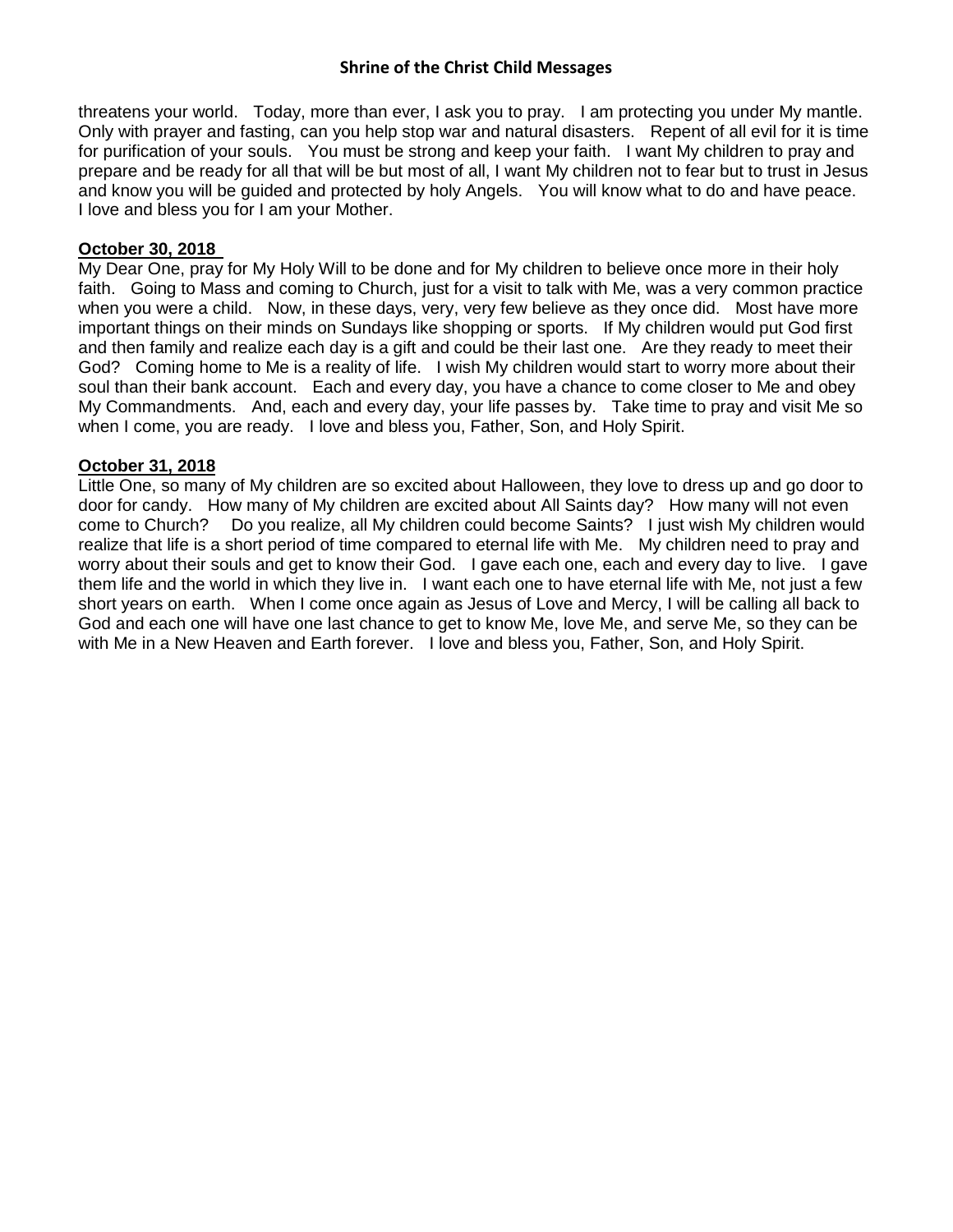threatens your world. Today, more than ever, I ask you to pray. I am protecting you under My mantle. Only with prayer and fasting, can you help stop war and natural disasters. Repent of all evil for it is time for purification of your souls. You must be strong and keep your faith. I want My children to pray and prepare and be ready for all that will be but most of all, I want My children not to fear but to trust in Jesus and know you will be guided and protected by holy Angels. You will know what to do and have peace. I love and bless you for I am your Mother.

**October 30, 2018**

My Dear One, pray for My Holy Will to be done and for My children to believe once more in their holy faith. Going to Mass and coming to Church, just for a visit to talk with Me, was a very common practice when you were a child. Now, in these days, very, very few believe as they once did. Most have more important things on their minds on Sundays like shopping or sports. If My children would put God first and then family and realize each day is a gift and could be their last one. Are they ready to meet their God? Coming home to Me is a reality of life. I wish My children would start to worry more about their soul than their bank account. Each and every day, you have a chance to come closer to Me and obey My Commandments. And, each and every day, your life passes by. Take time to pray and visit Me so when I come, you are ready. I love and bless you, Father, Son, and Holy Spirit.

**October 31, 2018**

Little One, so many of My children are so excited about Halloween, they love to dress up and go door to door for candy. How many of My children are excited about All Saints day? How many will not even come to Church? Do you realize, all My children could become Saints? I just wish My children would realize that life is a short period of time compared to eternal life with Me. My children need to pray and worry about their souls and get to know their God. I gave each one, each and every day to live. I gave them life and the world in which they live in. I want each one to have eternal life with Me, not just a few short years on earth. When I come once again as Jesus of Love and Mercy, I will be calling all back to God and each one will have one last chance to get to know Me, love Me, and serve Me, so they can be with Me in a New Heaven and Earth forever. I love and bless you, Father, Son, and Holy Spirit.